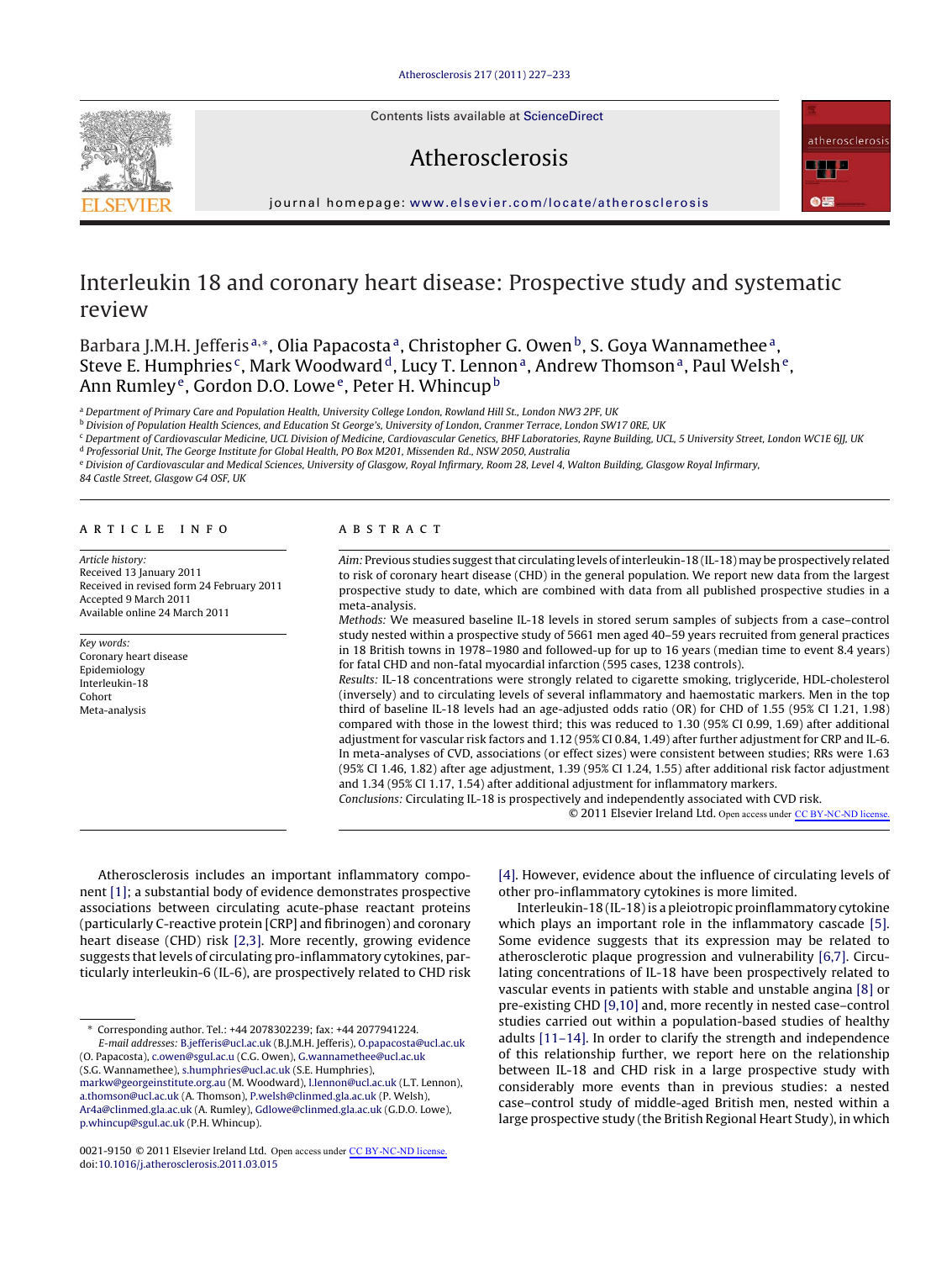# Interleukin 18 and coronary heart disease: Prospective study and systematic review

Barbara J.M.H. Jefferis[a,*], Olia Papacosta[a], Christopher G. Owen[b], S. Goya Wannamethee[a], Steve E. Humphries[c], Mark Woodward[d], Lucy T. Lennon[a], Andrew Thomson[a], Paul Welsh[e], Ann Rumley[e], Gordon D.O. Lowe[e], Peter H. Whincup[b]

[a] Department of Primary Care and Population Health, University College London, Rowland Hill St., London NW3 2PF, UK

[b] Division of Population Health Sciences, and Education St George's, University of London, Cranmer Terrace, London SW17 0RE, UK

[c] Department of Cardiovascular Medicine, UCL Division of Medicine, Cardiovascular Genetics, BHF Laboratories, Rayne Building, UCL, 5 University Street, London WC1E 6JJ, UK

[d] Professorial Unit, The George Institute for Global Health, PO Box M201, Missenden Rd., NSW 2050, Australia

[e] Division of Cardiovascular and Medical Sciences, University of Glasgow, Royal Infirmary, Room 28, Level 4, Walton Building, Glasgow Royal Infirmary, 84 Castle Street, Glasgow G4 OSF, UK

## ARTICLE INFO

*Article history:*
Received 13 January 2011
Received in revised form 24 February 2011
Accepted 9 March 2011
Available online 24 March 2011

*Key words:*
Coronary heart disease
Epidemiology
Interleukin-18
Cohort
Meta-analysis

## ABSTRACT

*Aim:* Previous studies suggest that circulating levels of interleukin-18 (IL-18) may be prospectively related to risk of coronary heart disease (CHD) in the general population. We report new data from the largest prospective study to date, which are combined with data from all published prospective studies in a meta-analysis.

*Methods:* We measured baseline IL-18 levels in stored serum samples of subjects from a case–control study nested within a prospective study of 5661 men aged 40–59 years recruited from general practices in 18 British towns in 1978–1980 and followed-up for up to 16 years (median time to event 8.4 years) for fatal CHD and non-fatal myocardial infarction (595 cases, 1238 controls).

*Results:* IL-18 concentrations were strongly related to cigarette smoking, triglyceride, HDL-cholesterol (inversely) and to circulating levels of several inflammatory and haemostatic markers. Men in the top third of baseline IL-18 levels had an age-adjusted odds ratio (OR) for CHD of 1.55 (95% CI 1.21, 1.98) compared with those in the lowest third; this was reduced to 1.30 (95% CI 0.99, 1.69) after additional adjustment for vascular risk factors and 1.12 (95% CI 0.84, 1.49) after further adjustment for CRP and IL-6. In meta-analyses of CVD, associations (or effect sizes) were consistent between studies; RRs were 1.63 (95% CI 1.46, 1.82) after age adjustment, 1.39 (95% CI 1.24, 1.55) after additional risk factor adjustment and 1.34 (95% CI 1.17, 1.54) after additional adjustment for inflammatory markers.

*Conclusions:* Circulating IL-18 is prospectively and independently associated with CVD risk.

© 2011 Elsevier Ireland Ltd. Open access under CC BY-NC-ND license.

Atherosclerosis includes an important inflammatory component [1]; a substantial body of evidence demonstrates prospective associations between circulating acute-phase reactant proteins (particularly C-reactive protein [CRP] and fibrinogen) and coronary heart disease (CHD) risk [2,3]. More recently, growing evidence suggests that levels of circulating pro-inflammatory cytokines, particularly interleukin-6 (IL-6), are prospectively related to CHD risk [4]. However, evidence about the influence of circulating levels of other pro-inflammatory cytokines is more limited.

Interleukin-18 (IL-18) is a pleiotropic proinflammatory cytokine which plays an important role in the inflammatory cascade [5]. Some evidence suggests that its expression may be related to atherosclerotic plaque progression and vulnerability [6,7]. Circulating concentrations of IL-18 have been prospectively related to vascular events in patients with stable and unstable angina [8] or pre-existing CHD [9,10] and, more recently in nested case–control studies carried out within a population-based studies of healthy adults [11–14]. In order to clarify the strength and independence of this relationship further, we report here on the relationship between IL-18 and CHD risk in a large prospective study with considerably more events than in previous studies: a nested case–control study of middle-aged British men, nested within a large prospective study (the British Regional Heart Study), in which

\* Corresponding author. Tel.: +44 2078302239; fax: +44 2077941224.
*E-mail addresses:* B.jefferis@ucl.ac.uk (B.J.M.H. Jefferis), O.papacosta@ucl.ac.uk (O. Papacosta), c.owen@sgul.ac.u (C.G. Owen), G.wannamethee@ucl.ac.uk (S.G. Wannamethee), s.humphries@ucl.ac.uk (S.E. Humphries), markw@georgeinstitute.org.au (M. Woodward), l.lennon@ucl.ac.uk (L.T. Lennon), a.thomson@ucl.ac.uk (A. Thomson), P.welsh@clinmed.gla.ac.uk (P. Welsh), Ar4a@clinmed.gla.ac.uk (A. Rumley), Gdlowe@clinmed.gla.ac.uk (G.D.O. Lowe), p.whincup@sgul.ac.uk (P.H. Whincup).

0021-9150 © 2011 Elsevier Ireland Ltd. Open access under CC BY-NC-ND license.
doi:10.1016/j.atherosclerosis.2011.03.015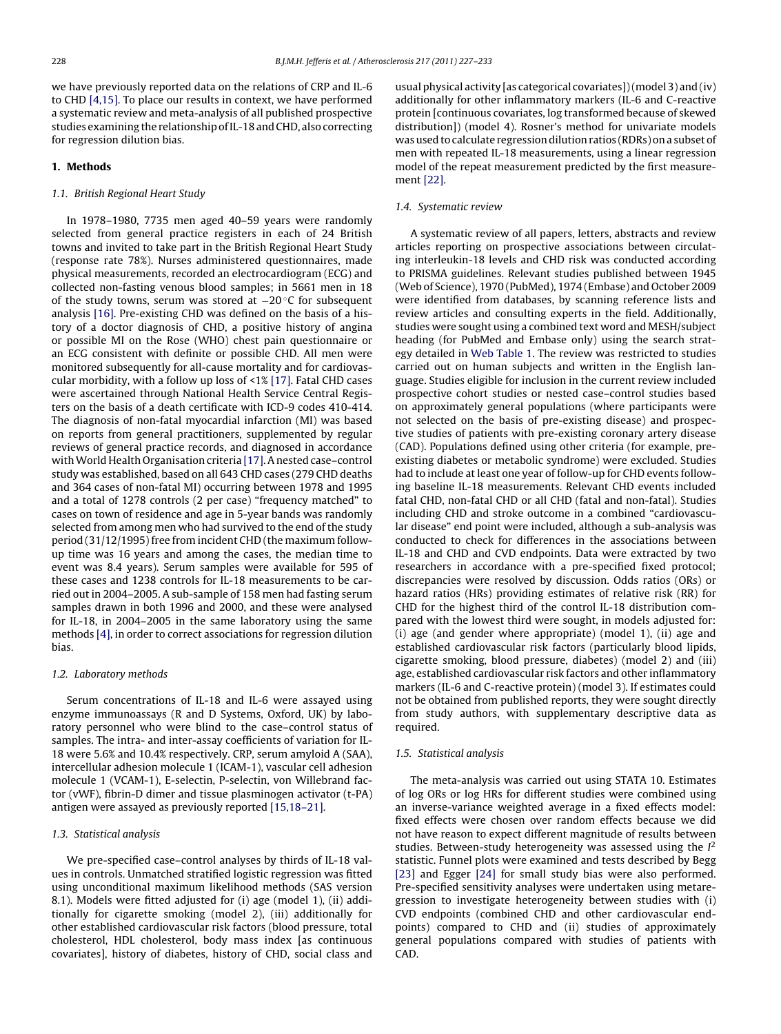we have previously reported data on the relations of CRP and IL-6 to CHD [4,15]. To place our results in context, we have performed a systematic review and meta-analysis of all published prospective studies examining the relationship of IL-18 and CHD, also correcting for regression dilution bias.

## 1. Methods

### 1.1. British Regional Heart Study

In 1978–1980, 7735 men aged 40–59 years were randomly selected from general practice registers in each of 24 British towns and invited to take part in the British Regional Heart Study (response rate 78%). Nurses administered questionnaires, made physical measurements, recorded an electrocardiogram (ECG) and collected non-fasting venous blood samples; in 5661 men in 18 of the study towns, serum was stored at −20 °C for subsequent analysis [16]. Pre-existing CHD was defined on the basis of a history of a doctor diagnosis of CHD, a positive history of angina or possible MI on the Rose (WHO) chest pain questionnaire or an ECG consistent with definite or possible CHD. All men were monitored subsequently for all-cause mortality and for cardiovascular morbidity, with a follow up loss of <1% [17]. Fatal CHD cases were ascertained through National Health Service Central Registers on the basis of a death certificate with ICD-9 codes 410-414. The diagnosis of non-fatal myocardial infarction (MI) was based on reports from general practitioners, supplemented by regular reviews of general practice records, and diagnosed in accordance with World Health Organisation criteria [17]. A nested case–control study was established, based on all 643 CHD cases (279 CHD deaths and 364 cases of non-fatal MI) occurring between 1978 and 1995 and a total of 1278 controls (2 per case) "frequency matched" to cases on town of residence and age in 5-year bands was randomly selected from among men who had survived to the end of the study period (31/12/1995) free from incident CHD (the maximum follow-up time was 16 years and among the cases, the median time to event was 8.4 years). Serum samples were available for 595 of these cases and 1238 controls for IL-18 measurements to be carried out in 2004–2005. A sub-sample of 158 men had fasting serum samples drawn in both 1996 and 2000, and these were analysed for IL-18, in 2004–2005 in the same laboratory using the same methods [4], in order to correct associations for regression dilution bias.

### 1.2. Laboratory methods

Serum concentrations of IL-18 and IL-6 were assayed using enzyme immunoassays (R and D Systems, Oxford, UK) by laboratory personnel who were blind to the case–control status of samples. The intra- and inter-assay coefficients of variation for IL-18 were 5.6% and 10.4% respectively. CRP, serum amyloid A (SAA), intercellular adhesion molecule 1 (ICAM-1), vascular cell adhesion molecule 1 (VCAM-1), E-selectin, P-selectin, von Willebrand factor (vWF), fibrin-D dimer and tissue plasminogen activator (t-PA) antigen were assayed as previously reported [15,18–21].

### 1.3. Statistical analysis

We pre-specified case–control analyses by thirds of IL-18 values in controls. Unmatched stratified logistic regression was fitted using unconditional maximum likelihood methods (SAS version 8.1). Models were fitted adjusted for (i) age (model 1), (ii) additionally for cigarette smoking (model 2), (iii) additionally for other established cardiovascular risk factors (blood pressure, total cholesterol, HDL cholesterol, body mass index [as continuous covariates], history of diabetes, history of CHD, social class and usual physical activity [as categorical covariates]) (model 3) and (iv) additionally for other inflammatory markers (IL-6 and C-reactive protein [continuous covariates, log transformed because of skewed distribution]) (model 4). Rosner's method for univariate models was used to calculate regression dilution ratios (RDRs) on a subset of men with repeated IL-18 measurements, using a linear regression model of the repeat measurement predicted by the first measurement [22].

### 1.4. Systematic review

A systematic review of all papers, letters, abstracts and review articles reporting on prospective associations between circulating interleukin-18 levels and CHD risk was conducted according to PRISMA guidelines. Relevant studies published between 1945 (Web of Science), 1970 (PubMed), 1974 (Embase) and October 2009 were identified from databases, by scanning reference lists and review articles and consulting experts in the field. Additionally, studies were sought using a combined text word and MESH/subject heading (for PubMed and Embase only) using the search strategy detailed in Web Table 1. The review was restricted to studies carried out on human subjects and written in the English language. Studies eligible for inclusion in the current review included prospective cohort studies or nested case–control studies based on approximately general populations (where participants were not selected on the basis of pre-existing disease) and prospective studies of patients with pre-existing coronary artery disease (CAD). Populations defined using other criteria (for example, pre-existing diabetes or metabolic syndrome) were excluded. Studies had to include at least one year of follow-up for CHD events following baseline IL-18 measurements. Relevant CHD events included fatal CHD, non-fatal CHD or all CHD (fatal and non-fatal). Studies including CHD and stroke outcome in a combined "cardiovascular disease" end point were included, although a sub-analysis was conducted to check for differences in the associations between IL-18 and CHD and CVD endpoints. Data were extracted by two researchers in accordance with a pre-specified fixed protocol; discrepancies were resolved by discussion. Odds ratios (ORs) or hazard ratios (HRs) providing estimates of relative risk (RR) for CHD for the highest third of the control IL-18 distribution compared with the lowest third were sought, in models adjusted for: (i) age (and gender where appropriate) (model 1), (ii) age and established cardiovascular risk factors (particularly blood lipids, cigarette smoking, blood pressure, diabetes) (model 2) and (iii) age, established cardiovascular risk factors and other inflammatory markers (IL-6 and C-reactive protein) (model 3). If estimates could not be obtained from published reports, they were sought directly from study authors, with supplementary descriptive data as required.

### 1.5. Statistical analysis

The meta-analysis was carried out using STATA 10. Estimates of log ORs or log HRs for different studies were combined using an inverse-variance weighted average in a fixed effects model: fixed effects were chosen over random effects because we did not have reason to expect different magnitude of results between studies. Between-study heterogeneity was assessed using the $I^2$ statistic. Funnel plots were examined and tests described by Begg [23] and Egger [24] for small study bias were also performed. Pre-specified sensitivity analyses were undertaken using metaregression to investigate heterogeneity between studies with (i) CVD endpoints (combined CHD and other cardiovascular endpoints) compared to CHD and (ii) studies of approximately general populations compared with studies of patients with CAD.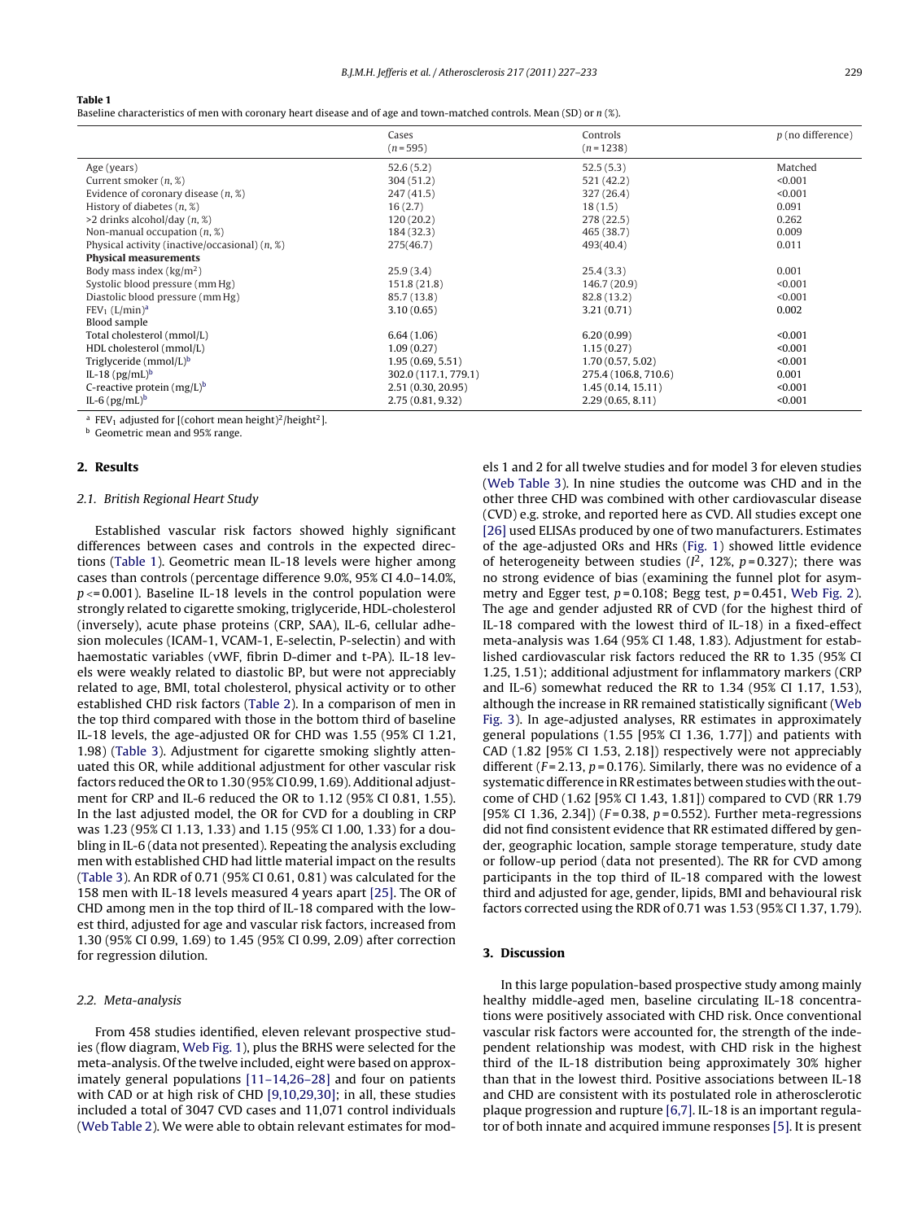**Table 1**
Baseline characteristics of men with coronary heart disease and of age and town-matched controls. Mean (SD) or n (%).

| | Cases (n = 595) | Controls (n = 1238) | p (no difference) |
|---|---|---|---|
| Age (years) | 52.6 (5.2) | 52.5 (5.3) | Matched |
| Current smoker (n, %) | 304 (51.2) | 521 (42.2) | <0.001 |
| Evidence of coronary disease (n, %) | 247 (41.5) | 327 (26.4) | <0.001 |
| History of diabetes (n, %) | 16 (2.7) | 18 (1.5) | 0.091 |
| >2 drinks alcohol/day (n, %) | 120 (20.2) | 278 (22.5) | 0.262 |
| Non-manual occupation (n, %) | 184 (32.3) | 465 (38.7) | 0.009 |
| Physical activity (inactive/occasional) (n, %) | 275(46.7) | 493(40.4) | 0.011 |
| **Physical measurements** | | | |
| Body mass index (kg/m$^2$) | 25.9 (3.4) | 25.4 (3.3) | 0.001 |
| Systolic blood pressure (mm Hg) | 151.8 (21.8) | 146.7 (20.9) | <0.001 |
| Diastolic blood pressure (mm Hg) | 85.7 (13.8) | 82.8 (13.2) | <0.001 |
| $FEV_1$ (L/min)[a] | 3.10 (0.65) | 3.21 (0.71) | 0.002 |
| Blood sample | | | |
| Total cholesterol (mmol/L) | 6.64 (1.06) | 6.20 (0.99) | <0.001 |
| HDL cholesterol (mmol/L) | 1.09 (0.27) | 1.15 (0.27) | <0.001 |
| Triglyceride (mmol/L)[b] | 1.95 (0.69, 5.51) | 1.70 (0.57, 5.02) | <0.001 |
| IL-18 (pg/mL)[b] | 302.0 (117.1, 779.1) | 275.4 (106.8, 710.6) | 0.001 |
| C-reactive protein (mg/L)[b] | 2.51 (0.30, 20.95) | 1.45 (0.14, 15.11) | <0.001 |
| IL-6 (pg/mL)[b] | 2.75 (0.81, 9.32) | 2.29 (0.65, 8.11) | <0.001 |

[a] $FEV_1$ adjusted for [(cohort mean height)$^2$/height$^2$].
[b] Geometric mean and 95% range.

## 2. Results

### 2.1. British Regional Heart Study

Established vascular risk factors showed highly significant differences between cases and controls in the expected directions (Table 1). Geometric mean IL-18 levels were higher among cases than controls (percentage difference 9.0%, 95% CI 4.0–14.0%, $p <= 0.001$). Baseline IL-18 levels in the control population were strongly related to cigarette smoking, triglyceride, HDL-cholesterol (inversely), acute phase proteins (CRP, SAA), IL-6, cellular adhesion molecules (ICAM-1, VCAM-1, E-selectin, P-selectin) and with haemostatic variables (vWF, fibrin D-dimer and t-PA). IL-18 levels were weakly related to diastolic BP, but were not appreciably related to age, BMI, total cholesterol, physical activity or to other established CHD risk factors (Table 2). In a comparison of men in the top third compared with those in the bottom third of baseline IL-18 levels, the age-adjusted OR for CHD was 1.55 (95% CI 1.21, 1.98) (Table 3). Adjustment for cigarette smoking slightly attenuated this OR, while additional adjustment for other vascular risk factors reduced the OR to 1.30 (95% CI 0.99, 1.69). Additional adjustment for CRP and IL-6 reduced the OR to 1.12 (95% CI 0.81, 1.55). In the last adjusted model, the OR for CVD for a doubling in CRP was 1.23 (95% CI 1.13, 1.33) and 1.15 (95% CI 1.00, 1.33) for a doubling in IL-6 (data not presented). Repeating the analysis excluding men with established CHD had little material impact on the results (Table 3). An RDR of 0.71 (95% CI 0.61, 0.81) was calculated for the 158 men with IL-18 levels measured 4 years apart [25]. The OR of CHD among men in the top third of IL-18 compared with the lowest third, adjusted for age and vascular risk factors, increased from 1.30 (95% CI 0.99, 1.69) to 1.45 (95% CI 0.99, 2.09) after correction for regression dilution.

### 2.2. Meta-analysis

From 458 studies identified, eleven relevant prospective studies (flow diagram, Web Fig. 1), plus the BRHS were selected for the meta-analysis. Of the twelve included, eight were based on approximately general populations [11–14,26–28] and four on patients with CAD or at high risk of CHD [9,10,29,30]; in all, these studies included a total of 3047 CVD cases and 11,071 control individuals (Web Table 2). We were able to obtain relevant estimates for models 1 and 2 for all twelve studies and for model 3 for eleven studies (Web Table 3). In nine studies the outcome was CHD and in the other three CHD was combined with other cardiovascular disease (CVD) e.g. stroke, and reported here as CVD. All studies except one [26] used ELISAs produced by one of two manufacturers. Estimates of the age-adjusted ORs and HRs (Fig. 1) showed little evidence of heterogeneity between studies ($I^2$, 12%, $p = 0.327$); there was no strong evidence of bias (examining the funnel plot for asymmetry and Egger test, $p = 0.108$; Begg test, $p = 0.451$, Web Fig. 2). The age and gender adjusted RR of CVD (for the highest third of IL-18 compared with the lowest third of IL-18) in a fixed-effect meta-analysis was 1.64 (95% CI 1.48, 1.83). Adjustment for established cardiovascular risk factors reduced the RR to 1.35 (95% CI 1.25, 1.51); additional adjustment for inflammatory markers (CRP and IL-6) somewhat reduced the RR to 1.34 (95% CI 1.17, 1.53), although the increase in RR remained statistically significant (Web Fig. 3). In age-adjusted analyses, RR estimates in approximately general populations (1.55 [95% CI 1.36, 1.77]) and patients with CAD (1.82 [95% CI 1.53, 2.18]) respectively were not appreciably different ($F = 2.13$, $p = 0.176$). Similarly, there was no evidence of a systematic difference in RR estimates between studies with the outcome of CHD (1.62 [95% CI 1.43, 1.81]) compared to CVD (RR 1.79 [95% CI 1.36, 2.34]) ($F = 0.38$, $p = 0.552$). Further meta-regressions did not find consistent evidence that RR estimated differed by gender, geographic location, sample storage temperature, study date or follow-up period (data not presented). The RR for CVD among participants in the top third of IL-18 compared with the lowest third and adjusted for age, gender, lipids, BMI and behavioural risk factors corrected using the RDR of 0.71 was 1.53 (95% CI 1.37, 1.79).

## 3. Discussion

In this large population-based prospective study among mainly healthy middle-aged men, baseline circulating IL-18 concentrations were positively associated with CHD risk. Once conventional vascular risk factors were accounted for, the strength of the independent relationship was modest, with CHD risk in the highest third of the IL-18 distribution being approximately 30% higher than that in the lowest third. Positive associations between IL-18 and CHD are consistent with its postulated role in atherosclerotic plaque progression and rupture [6,7]. IL-18 is an important regulator of both innate and acquired immune responses [5]. It is present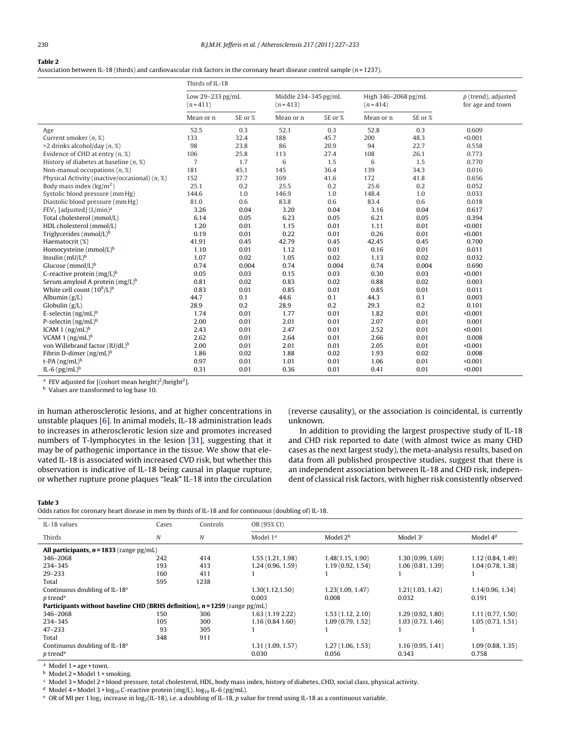**Table 2**
Association between IL-18 (thirds) and cardiovascular risk factors in the coronary heart disease control sample ($n = 1237$).

| | Thirds of IL-18 | | | | | | |
|---|---|---|---|---|---|---|---|
| | Low 29–233 pg/mL ($n = 411$) | | Middle 234–345 pg/mL ($n = 413$) | | High 346–2068 pg/mL ($n = 414$) | | $p$ (trend), adjusted for age and town |
| | Mean or n | SE or % | Mean or n | SE or % | Mean or n | SE or % | |
| Age | 52.5 | 0.3 | 52.1 | 0.3 | 52.8 | 0.3 | 0.609 |
| Current smoker ($n$, %) | 133 | 32.4 | 188 | 45.7 | 200 | 48.3 | <0.001 |
| >2 drinks alcohol/day ($n$, %) | 98 | 23.8 | 86 | 20.9 | 94 | 22.7 | 0.558 |
| Evidence of CHD at entry ($n$, %) | 106 | 25.8 | 113 | 27.4 | 108 | 26.1 | 0.773 |
| History of diabetes at baseline ($n$, %) | 7 | 1.7 | 6 | 1.5 | 6 | 1.5 | 0.770 |
| Non-manual occupations ($n$, %) | 181 | 45.1 | 145 | 36.4 | 139 | 34.3 | 0.016 |
| Physical Activity (inactive/occasional) ($n$, %) | 152 | 37.7 | 169 | 41.6 | 172 | 41.8 | 0.656 |
| Body mass index ($kg/m^2$) | 25.1 | 0.2 | 25.5 | 0.2 | 25.6 | 0.2 | 0.052 |
| Systolic blood pressure (mm Hg) | 144.6 | 1.0 | 146.9 | 1.0 | 148.4 | 1.0 | 0.033 |
| Diastolic blood pressure (mm Hg) | 81.0 | 0.6 | 83.8 | 0.6 | 83.4 | 0.6 | 0.018 |
| $FEV_1$ [adjusted] (L/min)[a] | 3.26 | 0.04 | 3.20 | 0.04 | 3.16 | 0.04 | 0.617 |
| Total cholesterol (mmol/L) | 6.14 | 0.05 | 6.23 | 0.05 | 6.21 | 0.05 | 0.394 |
| HDL cholesterol (mmol/L) | 1.20 | 0.01 | 1.15 | 0.01 | 1.11 | 0.01 | <0.001 |
| Triglycerides (mmol/L)[b] | 0.19 | 0.01 | 0.22 | 0.01 | 0.26 | 0.01 | <0.001 |
| Haematocrit (%) | 41.91 | 0.45 | 42.79 | 0.45 | 42.45 | 0.45 | 0.700 |
| Homocysteine (mmol/L)[b] | 1.10 | 0.01 | 1.12 | 0.01 | 0.16 | 0.01 | 0.011 |
| Insulin (mU/L)[b] | 1.07 | 0.02 | 1.05 | 0.02 | 1.13 | 0.02 | 0.032 |
| Glucose (mmol/L)[b] | 0.74 | 0.004 | 0.74 | 0.004 | 0.74 | 0.004 | 0.690 |
| C-reactive protein (mg/L)[b] | 0.05 | 0.03 | 0.15 | 0.03 | 0.30 | 0.03 | <0.001 |
| Serum amyloid A protein (mg/L)[b] | 0.81 | 0.02 | 0.83 | 0.02 | 0.88 | 0.02 | 0.003 |
| White cell count ($10^9$/L)[b] | 0.83 | 0.01 | 0.85 | 0.01 | 0.85 | 0.01 | 0.011 |
| Albumin (g/L) | 44.7 | 0.1 | 44.6 | 0.1 | 44.3 | 0.1 | 0.003 |
| Globulin (g/L) | 28.9 | 0.2 | 28.9 | 0.2 | 29.3 | 0.2 | 0.101 |
| E-selectin (ng/mL)[b] | 1.74 | 0.01 | 1.77 | 0.01 | 1.82 | 0.01 | <0.001 |
| P-selectin (ng/mL)[b] | 2.00 | 0.01 | 2.01 | 0.01 | 2.07 | 0.01 | 0.001 |
| ICAM 1 (ng/mL)[b] | 2.43 | 0.01 | 2.47 | 0.01 | 2.52 | 0.01 | <0.001 |
| VCAM 1 (ng/mL)[b] | 2.62 | 0.01 | 2.64 | 0.01 | 2.66 | 0.01 | 0.008 |
| von Willebrand factor (IU/dL)[b] | 2.00 | 0.01 | 2.01 | 0.01 | 2.05 | 0.01 | <0.001 |
| Fibrin D-dimer (ng/mL)[b] | 1.86 | 0.02 | 1.88 | 0.02 | 1.93 | 0.02 | 0.008 |
| t-PA (ng/mL)[b] | 0.97 | 0.01 | 1.01 | 0.01 | 1.06 | 0.01 | <0.001 |
| IL-6 (pg/mL)[b] | 0.31 | 0.01 | 0.36 | 0.01 | 0.41 | 0.01 | <0.001 |

[a] FEV adjusted for [(cohort mean height)$^2$/height$^2$].
[b] Values are transformed to log base 10.

in human atherosclerotic lesions, and at higher concentrations in unstable plaques [6]. In animal models, IL-18 administration leads to increases in atherosclerotic lesion size and promotes increased numbers of T-lymphocytes in the lesion [31], suggesting that it may be of pathogenic importance in the tissue. We show that elevated IL-18 is associated with increased CVD risk, but whether this observation is indicative of IL-18 being causal in plaque rupture, or whether rupture prone plaques "leak" IL-18 into the circulation (reverse causality), or the association is coincidental, is currently unknown.

In addition to providing the largest prospective study of IL-18 and CHD risk reported to date (with almost twice as many CHD cases as the next largest study), the meta-analysis results, based on data from all published prospective studies, suggest that there is an independent association between IL-18 and CHD risk, independent of classical risk factors, with higher risk consistently observed

**Table 3**
Odds ratios for coronary heart disease in men by thirds of IL-18 and for continuous (doubling of) IL-18.

| IL-18 values | Cases | Controls | OR (95% CI) | | | |
|---|---|---|---|---|---|---|
| Thirds | $N$ | $N$ | Model 1[a] | Model 2[b] | Model 3[c] | Model 4[d] |
| **All participants, $n = 1833$** (range pg/mL) | | | | | | |
| 346–2068 | 242 | 414 | 1.55 (1.21, 1.98) | 1.48(1.15, 1.90) | 1.30 (0.99, 1.69) | 1.12 (0.84, 1.49) |
| 234–345 | 193 | 413 | 1.24 (0.96, 1.59) | 1.19 (0.92, 1.54) | 1.06 (0.81, 1.39) | 1.04 (0.78, 1.38) |
| 29–233 | 160 | 411 | 1 | 1 | 1 | 1 |
| Total | 595 | 1238 | | | | |
| Continuous doubling of IL-18[e] | | | 1.30(1.12,1.50) | 1.23(1.09, 1.47) | 1.21(1.03, 1.42) | 1.14(0.96, 1.34) |
| $p$ trend[e] | | | 0.003 | 0.008 | 0.032 | 0.191 |
| **Participants without baseline CHD (BRHS definition), $n = 1259$** (range pg/mL) | | | | | | |
| 346–2068 | 150 | 306 | 1.63 (1.19 2.22) | 1.53 (1.12, 2.10) | 1.29 (0.92, 1.80) | 1.11 (0.77, 1.50) |
| 234–345 | 105 | 300 | 1.16 (0.84 1.60) | 1.09 (0.79, 1.52) | 1.03 (0.73, 1.46) | 1.05 (0.73, 1.51) |
| 47–233 | 93 | 305 | 1 | 1 | 1 | 1 |
| Total | 348 | 911 | | | | |
| Continuous doubling of IL-18[e] | | | 1.31 (1.09, 1.57) | 1.27 (1.06, 1.53) | 1.16 (0.95, 1.41) | 1.09 (0.88, 1.35) |
| $p$ trend[e] | | | 0.030 | 0.056 | 0.343 | 0.758 |

[a] Model 1 = age + town.
[b] Model 2 = Model 1 + smoking.
[c] Model 3 = Model 2 + blood pressure, total cholesterol, HDL, body mass index, history of diabetes, CHD, social class, physical activity.
[d] Model 4 = Model 3 + $\log_{10}$ C-reactive protein (mg/L), $\log_{10}$ IL-6 (pg/mL).
[e] OR of MI per 1 $\log_2$ increase in $\log_2$(IL-18), i.e. a doubling of IL-18, $p$ value for trend using IL-18 as a continuous variable.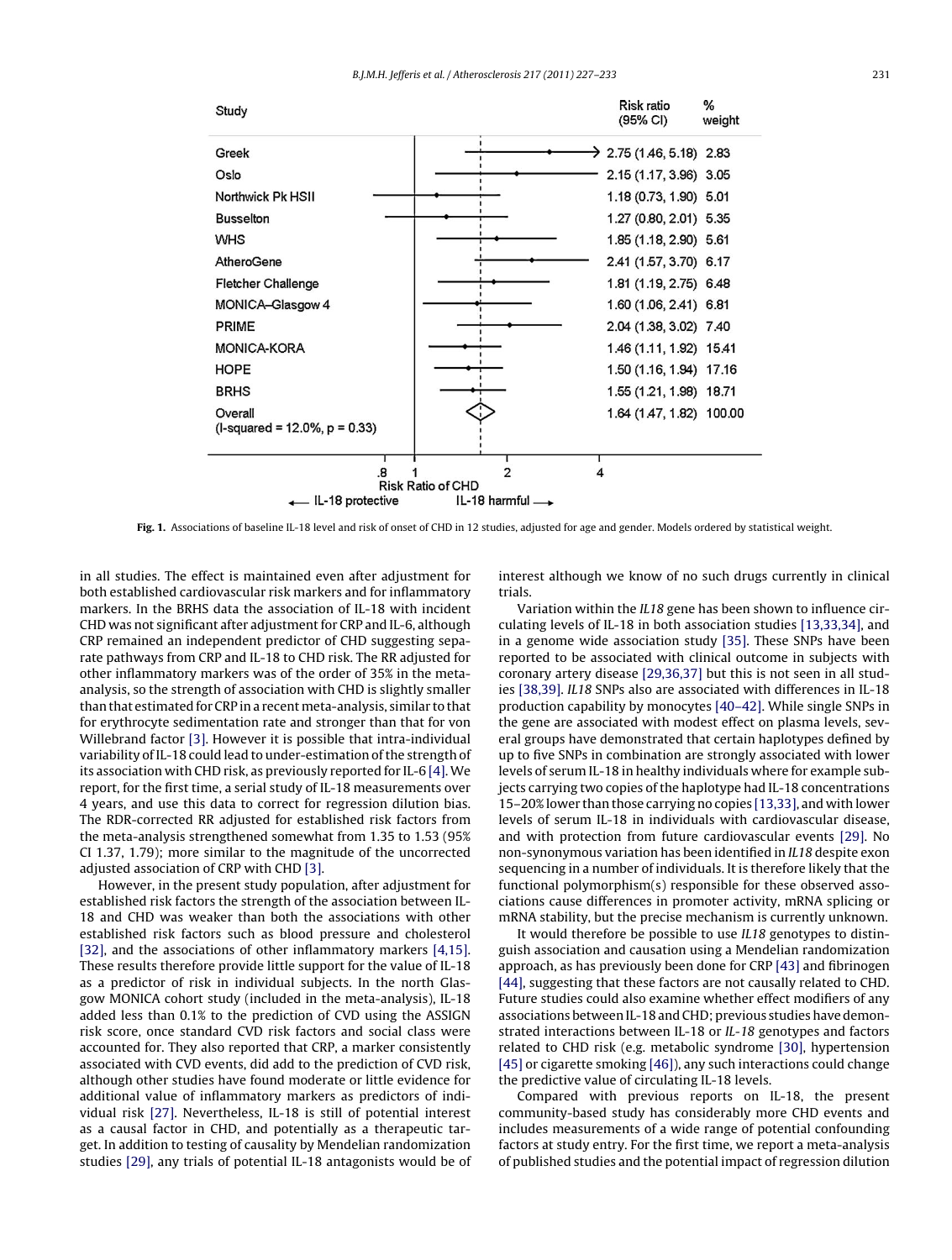| Study | Risk ratio (95% CI) | % weight |
|---|---|---|
| Greek | 2.75 (1.46, 5.18) | 2.83 |
| Oslo | 2.15 (1.17, 3.96) | 3.05 |
| Northwick Pk HSII | 1.18 (0.73, 1.90) | 5.01 |
| Busselton | 1.27 (0.80, 2.01) | 5.35 |
| WHS | 1.85 (1.18, 2.90) | 5.61 |
| AtheroGene | 2.41 (1.57, 3.70) | 6.17 |
| Fletcher Challenge | 1.81 (1.19, 2.75) | 6.48 |
| MONICA–Glasgow 4 | 1.60 (1.06, 2.41) | 6.81 |
| PRIME | 2.04 (1.38, 3.02) | 7.40 |
| MONICA-KORA | 1.46 (1.11, 1.92) | 15.41 |
| HOPE | 1.50 (1.16, 1.94) | 17.16 |
| BRHS | 1.55 (1.21, 1.98) | 18.71 |
| Overall (I-squared = 12.0%, p = 0.33) | 1.64 (1.47, 1.82) | 100.00 |

Risk Ratio of CHD (← IL-18 protective; IL-18 harmful →)

**Fig. 1.** Associations of baseline IL-18 level and risk of onset of CHD in 12 studies, adjusted for age and gender. Models ordered by statistical weight.

in all studies. The effect is maintained even after adjustment for both established cardiovascular risk markers and for inflammatory markers. In the BRHS data the association of IL-18 with incident CHD was not significant after adjustment for CRP and IL-6, although CRP remained an independent predictor of CHD suggesting separate pathways from CRP and IL-18 to CHD risk. The RR adjusted for other inflammatory markers was of the order of 35% in the meta-analysis, so the strength of association with CHD is slightly smaller than that estimated for CRP in a recent meta-analysis, similar to that for erythrocyte sedimentation rate and stronger than that for von Willebrand factor [3]. However it is possible that intra-individual variability of IL-18 could lead to under-estimation of the strength of its association with CHD risk, as previously reported for IL-6 [4]. We report, for the first time, a serial study of IL-18 measurements over 4 years, and use this data to correct for regression dilution bias. The RDR-corrected RR adjusted for established risk factors from the meta-analysis strengthened somewhat from 1.35 to 1.53 (95% CI 1.37, 1.79); more similar to the magnitude of the uncorrected adjusted association of CRP with CHD [3].

However, in the present study population, after adjustment for established risk factors the strength of the association between IL-18 and CHD was weaker than both the associations with other established risk factors such as blood pressure and cholesterol [32], and the associations of other inflammatory markers [4,15]. These results therefore provide little support for the value of IL-18 as a predictor of risk in individual subjects. In the north Glasgow MONICA cohort study (included in the meta-analysis), IL-18 added less than 0.1% to the prediction of CVD using the ASSIGN risk score, once standard CVD risk factors and social class were accounted for. They also reported that CRP, a marker consistently associated with CVD events, did add to the prediction of CVD risk, although other studies have found moderate or little evidence for additional value of inflammatory markers as predictors of individual risk [27]. Nevertheless, IL-18 is still of potential interest as a causal factor in CHD, and potentially as a therapeutic target. In addition to testing of causality by Mendelian randomization studies [29], any trials of potential IL-18 antagonists would be of interest although we know of no such drugs currently in clinical trials.

Variation within the *IL18* gene has been shown to influence circulating levels of IL-18 in both association studies [13,33,34], and in a genome wide association study [35]. These SNPs have been reported to be associated with clinical outcome in subjects with coronary artery disease [29,36,37] but this is not seen in all studies [38,39]. *IL18* SNPs also are associated with differences in IL-18 production capability by monocytes [40–42]. While single SNPs in the gene are associated with modest effect on plasma levels, several groups have demonstrated that certain haplotypes defined by up to five SNPs in combination are strongly associated with lower levels of serum IL-18 in healthy individuals where for example subjects carrying two copies of the haplotype had IL-18 concentrations 15–20% lower than those carrying no copies [13,33], and with lower levels of serum IL-18 in individuals with cardiovascular disease, and with protection from future cardiovascular events [29]. No non-synonymous variation has been identified in *IL18* despite exon sequencing in a number of individuals. It is therefore likely that the functional polymorphism(s) responsible for these observed associations cause differences in promoter activity, mRNA splicing or mRNA stability, but the precise mechanism is currently unknown.

It would therefore be possible to use *IL18* genotypes to distinguish association and causation using a Mendelian randomization approach, as has previously been done for CRP [43] and fibrinogen [44], suggesting that these factors are not causally related to CHD. Future studies could also examine whether effect modifiers of any associations between IL-18 and CHD; previous studies have demonstrated interactions between IL-18 or *IL-18* genotypes and factors related to CHD risk (e.g. metabolic syndrome [30], hypertension [45] or cigarette smoking [46]), any such interactions could change the predictive value of circulating IL-18 levels.

Compared with previous reports on IL-18, the present community-based study has considerably more CHD events and includes measurements of a wide range of potential confounding factors at study entry. For the first time, we report a meta-analysis of published studies and the potential impact of regression dilution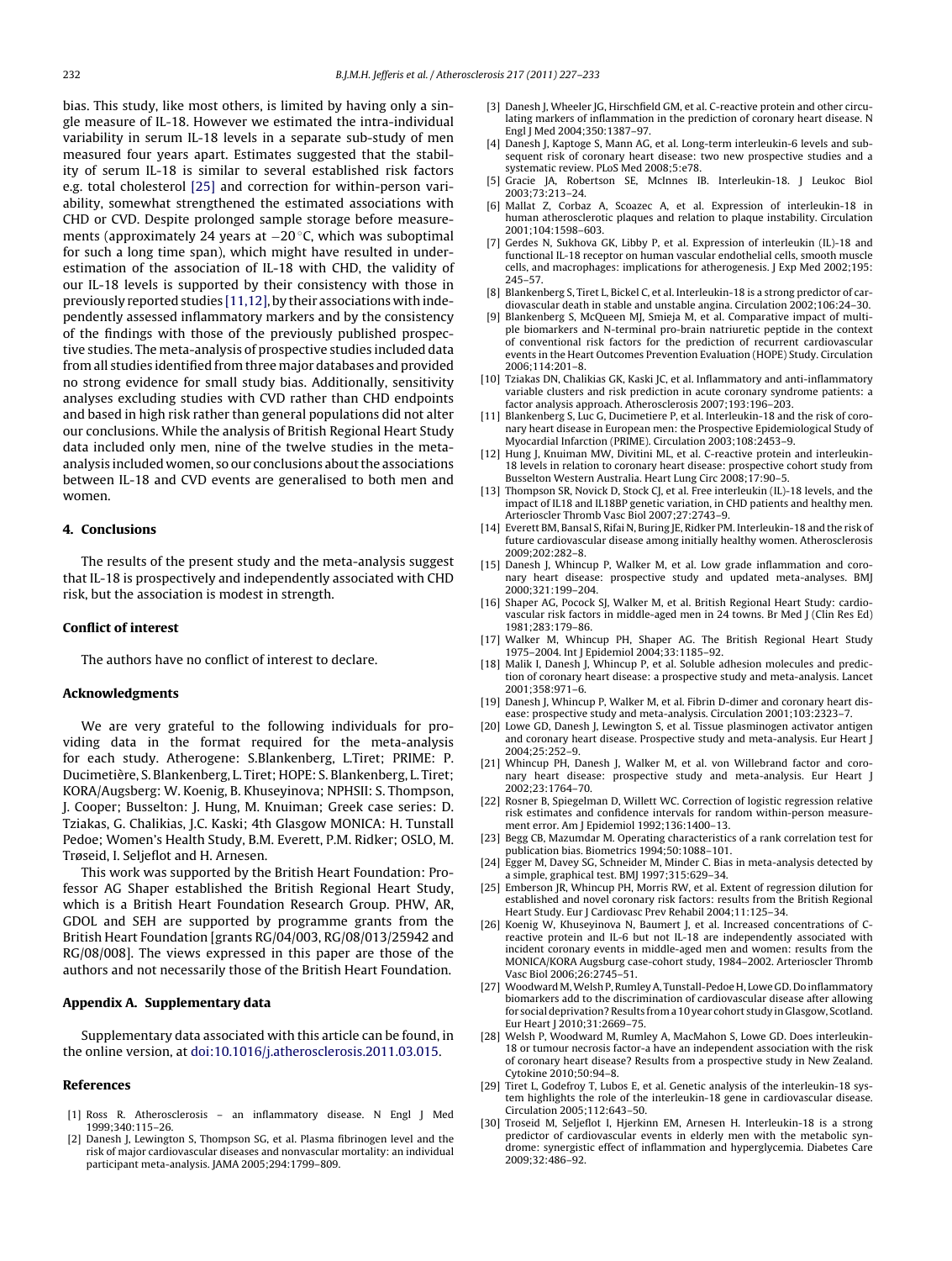bias. This study, like most others, is limited by having only a single measure of IL-18. However we estimated the intra-individual variability in serum IL-18 levels in a separate sub-study of men measured four years apart. Estimates suggested that the stability of serum IL-18 is similar to several established risk factors e.g. total cholesterol [25] and correction for within-person variability, somewhat strengthened the estimated associations with CHD or CVD. Despite prolonged sample storage before measurements (approximately 24 years at $-20\,^{\circ}\mathrm{C}$, which was suboptimal for such a long time span), which might have resulted in underestimation of the association of IL-18 with CHD, the validity of our IL-18 levels is supported by their consistency with those in previously reported studies [11,12], by their associations with independently assessed inflammatory markers and by the consistency of the findings with those of the previously published prospective studies. The meta-analysis of prospective studies included data from all studies identified from three major databases and provided no strong evidence for small study bias. Additionally, sensitivity analyses excluding studies with CVD rather than CHD endpoints and based in high risk rather than general populations did not alter our conclusions. While the analysis of British Regional Heart Study data included only men, nine of the twelve studies in the meta-analysis included women, so our conclusions about the associations between IL-18 and CVD events are generalised to both men and women.

## 4. Conclusions

The results of the present study and the meta-analysis suggest that IL-18 is prospectively and independently associated with CHD risk, but the association is modest in strength.

## Conflict of interest

The authors have no conflict of interest to declare.

## Acknowledgments

We are very grateful to the following individuals for providing data in the format required for the meta-analysis for each study. Atherogene: S.Blankenberg, L.Tiret; PRIME: P. Ducimetière, S. Blankenberg, L. Tiret; HOPE: S. Blankenberg, L. Tiret; KORA/Augsberg: W. Koenig, B. Khuseyinova; NPHSII: S. Thompson, J. Cooper; Busselton: J. Hung, M. Knuiman; Greek case series: D. Tziakas, G. Chalikias, J.C. Kaski; 4th Glasgow MONICA: H. Tunstall Pedoe; Women's Health Study, B.M. Everett, P.M. Ridker; OSLO, M. Trøseid, I. Seljeflot and H. Arnesen.

This work was supported by the British Heart Foundation: Professor AG Shaper established the British Regional Heart Study, which is a British Heart Foundation Research Group. PHW, AR, GDOL and SEH are supported by programme grants from the British Heart Foundation [grants RG/04/003, RG/08/013/25942 and RG/08/008]. The views expressed in this paper are those of the authors and not necessarily those of the British Heart Foundation.

## Appendix A. Supplementary data

Supplementary data associated with this article can be found, in the online version, at doi:10.1016/j.atherosclerosis.2011.03.015.

## References

[1] Ross R. Atherosclerosis – an inflammatory disease. N Engl J Med 1999;340:115–26.

[2] Danesh J, Lewington S, Thompson SG, et al. Plasma fibrinogen level and the risk of major cardiovascular diseases and nonvascular mortality: an individual participant meta-analysis. JAMA 2005;294:1799–809.

[3] Danesh J, Wheeler JG, Hirschfield GM, et al. C-reactive protein and other circulating markers of inflammation in the prediction of coronary heart disease. N Engl J Med 2004;350:1387–97.

[4] Danesh J, Kaptoge S, Mann AG, et al. Long-term interleukin-6 levels and subsequent risk of coronary heart disease: two new prospective studies and a systematic review. PLoS Med 2008;5:e78.

[5] Gracie JA, Robertson SE, McInnes IB. Interleukin-18. J Leukoc Biol 2003;73:213–24.

[6] Mallat Z, Corbaz A, Scoazec A, et al. Expression of interleukin-18 in human atherosclerotic plaques and relation to plaque instability. Circulation 2001;104:1598–603.

[7] Gerdes N, Sukhova GK, Libby P, et al. Expression of interleukin (IL)-18 and functional IL-18 receptor on human vascular endothelial cells, smooth muscle cells, and macrophages: implications for atherogenesis. J Exp Med 2002;195: 245–57.

[8] Blankenberg S, Tiret L, Bickel C, et al. Interleukin-18 is a strong predictor of cardiovascular death in stable and unstable angina. Circulation 2002;106:24–30.

[9] Blankenberg S, McQueen MJ, Smieja M, et al. Comparative impact of multiple biomarkers and N-terminal pro-brain natriuretic peptide in the context of conventional risk factors for the prediction of recurrent cardiovascular events in the Heart Outcomes Prevention Evaluation (HOPE) Study. Circulation 2006;114:201–8.

[10] Tziakas DN, Chalikias GK, Kaski JC, et al. Inflammatory and anti-inflammatory variable clusters and risk prediction in acute coronary syndrome patients: a factor analysis approach. Atherosclerosis 2007;193:196–203.

[11] Blankenberg S, Luc G, Ducimetiere P, et al. Interleukin-18 and the risk of coronary heart disease in European men: the Prospective Epidemiological Study of Myocardial Infarction (PRIME). Circulation 2003;108:2453–9.

[12] Hung J, Knuiman MW, Divitini ML, et al. C-reactive protein and interleukin-18 levels in relation to coronary heart disease: prospective cohort study from Busselton Western Australia. Heart Lung Circ 2008;17:90–5.

[13] Thompson SR, Novick D, Stock CJ, et al. Free interleukin (IL)-18 levels, and the impact of IL18 and IL18BP genetic variation, in CHD patients and healthy men. Arterioscler Thromb Vasc Biol 2007;27:2743–9.

[14] Everett BM, Bansal S, Rifai N, Buring JE, Ridker PM. Interleukin-18 and the risk of future cardiovascular disease among initially healthy women. Atherosclerosis 2009;202:282–8.

[15] Danesh J, Whincup P, Walker M, et al. Low grade inflammation and coronary heart disease: prospective study and updated meta-analyses. BMJ 2000;321:199–204.

[16] Shaper AG, Pocock SJ, Walker M, et al. British Regional Heart Study: cardiovascular risk factors in middle-aged men in 24 towns. Br Med J (Clin Res Ed) 1981;283:179–86.

[17] Walker M, Whincup PH, Shaper AG. The British Regional Heart Study 1975–2004. Int J Epidemiol 2004;33:1185–92.

[18] Malik I, Danesh J, Whincup P, et al. Soluble adhesion molecules and prediction of coronary heart disease: a prospective study and meta-analysis. Lancet 2001;358:971–6.

[19] Danesh J, Whincup P, Walker M, et al. Fibrin D-dimer and coronary heart disease: prospective study and meta-analysis. Circulation 2001;103:2323–7.

[20] Lowe GD, Danesh J, Lewington S, et al. Tissue plasminogen activator antigen and coronary heart disease. Prospective study and meta-analysis. Eur Heart J 2004;25:252–9.

[21] Whincup PH, Danesh J, Walker M, et al. von Willebrand factor and coronary heart disease: prospective study and meta-analysis. Eur Heart J 2002;23:1764–70.

[22] Rosner B, Spiegelman D, Willett WC. Correction of logistic regression relative risk estimates and confidence intervals for random within-person measurement error. Am J Epidemiol 1992;136:1400–13.

[23] Begg CB, Mazumdar M. Operating characteristics of a rank correlation test for publication bias. Biometrics 1994;50:1088–101.

[24] Egger M, Davey SG, Schneider M, Minder C. Bias in meta-analysis detected by a simple, graphical test. BMJ 1997;315:629–34.

[25] Emberson JR, Whincup PH, Morris RW, et al. Extent of regression dilution for established and novel coronary risk factors: results from the British Regional Heart Study. Eur J Cardiovasc Prev Rehabil 2004;11:125–34.

[26] Koenig W, Khuseyinova N, Baumert J, et al. Increased concentrations of C-reactive protein and IL-6 but not IL-18 are independently associated with incident coronary events in middle-aged men and women: results from the MONICA/KORA Augsburg case-cohort study, 1984–2002. Arterioscler Thromb Vasc Biol 2006;26:2745–51.

[27] Woodward M, Welsh P, Rumley A, Tunstall-Pedoe H, Lowe GD. Do inflammatory biomarkers add to the discrimination of cardiovascular disease after allowing for social deprivation? Results from a 10 year cohort study in Glasgow, Scotland. Eur Heart J 2010;31:2669–75.

[28] Welsh P, Woodward M, Rumley A, MacMahon S, Lowe GD. Does interleukin-18 or tumour necrosis factor-a have an independent association with the risk of coronary heart disease? Results from a prospective study in New Zealand. Cytokine 2010;50:94–8.

[29] Tiret L, Godefroy T, Lubos E, et al. Genetic analysis of the interleukin-18 system highlights the role of the interleukin-18 gene in cardiovascular disease. Circulation 2005;112:643–50.

[30] Troseid M, Seljeflot I, Hjerkinn EM, Arnesen H. Interleukin-18 is a strong predictor of cardiovascular events in elderly men with the metabolic syndrome: synergistic effect of inflammation and hyperglycemia. Diabetes Care 2009;32:486–92.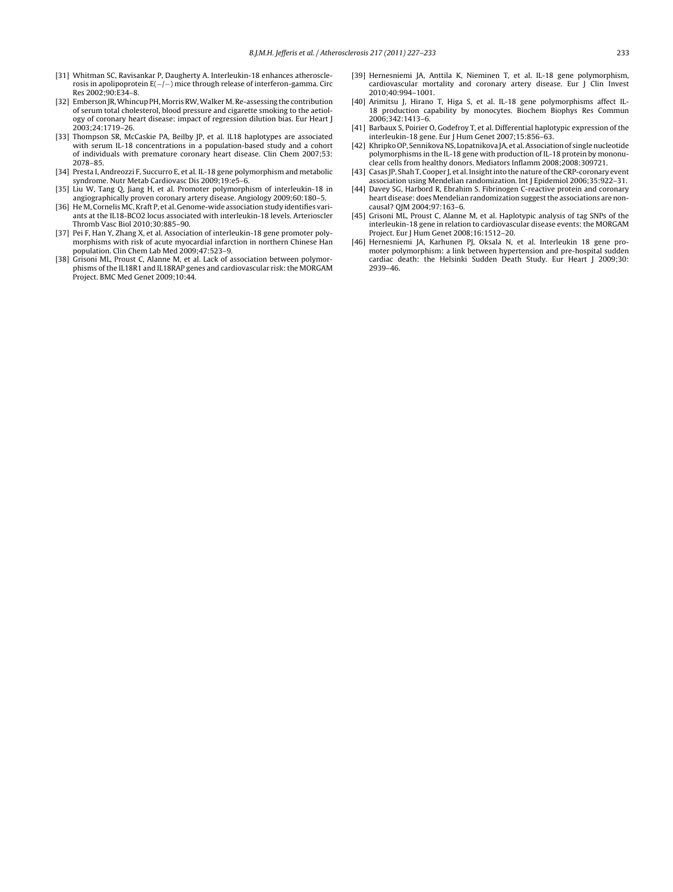[31] Whitman SC, Ravisankar P, Daugherty A. Interleukin-18 enhances atherosclerosis in apolipoprotein E(−/−) mice through release of interferon-gamma. Circ Res 2002;90:E34–8.

[32] Emberson JR, Whincup PH, Morris RW, Walker M. Re-assessing the contribution of serum total cholesterol, blood pressure and cigarette smoking to the aetiology of coronary heart disease: impact of regression dilution bias. Eur Heart J 2003;24:1719–26.

[33] Thompson SR, McCaskie PA, Beilby JP, et al. IL18 haplotypes are associated with serum IL-18 concentrations in a population-based study and a cohort of individuals with premature coronary heart disease. Clin Chem 2007;53: 2078–85.

[34] Presta I, Andreozzi F, Succurro E, et al. IL-18 gene polymorphism and metabolic syndrome. Nutr Metab Cardiovasc Dis 2009;19:e5–6.

[35] Liu W, Tang Q, Jiang H, et al. Promoter polymorphism of interleukin-18 in angiographically proven coronary artery disease. Angiology 2009;60:180–5.

[36] He M, Cornelis MC, Kraft P, et al. Genome-wide association study identifies variants at the IL18-BCO2 locus associated with interleukin-18 levels. Arterioscler Thromb Vasc Biol 2010;30:885–90.

[37] Pei F, Han Y, Zhang X, et al. Association of interleukin-18 gene promoter polymorphisms with risk of acute myocardial infarction in northern Chinese Han population. Clin Chem Lab Med 2009;47:523–9.

[38] Grisoni ML, Proust C, Alanne M, et al. Lack of association between polymorphisms of the IL18R1 and IL18RAP genes and cardiovascular risk: the MORGAM Project. BMC Med Genet 2009;10:44.

[39] Hernesniemi JA, Anttila K, Nieminen T, et al. IL-18 gene polymorphism, cardiovascular mortality and coronary artery disease. Eur J Clin Invest 2010;40:994–1001.

[40] Arimitsu J, Hirano T, Higa S, et al. IL-18 gene polymorphisms affect IL-18 production capability by monocytes. Biochem Biophys Res Commun 2006;342:1413–6.

[41] Barbaux S, Poirier O, Godefroy T, et al. Differential haplotypic expression of the interleukin-18 gene. Eur J Hum Genet 2007;15:856–63.

[42] Khripko OP, Sennikova NS, Lopatnikova JA, et al. Association of single nucleotide polymorphisms in the IL-18 gene with production of IL-18 protein by mononuclear cells from healthy donors. Mediators Inflamm 2008;2008:309721.

[43] Casas JP, Shah T, Cooper J, et al. Insight into the nature of the CRP-coronary event association using Mendelian randomization. Int J Epidemiol 2006;35:922–31.

[44] Davey SG, Harbord R, Ebrahim S. Fibrinogen C-reactive protein and coronary heart disease: does Mendelian randomization suggest the associations are non-causal? QJM 2004;97:163–6.

[45] Grisoni ML, Proust C, Alanne M, et al. Haplotypic analysis of tag SNPs of the interleukin-18 gene in relation to cardiovascular disease events: the MORGAM Project. Eur J Hum Genet 2008;16:1512–20.

[46] Hernesniemi JA, Karhunen PJ, Oksala N, et al. Interleukin 18 gene promoter polymorphism: a link between hypertension and pre-hospital sudden cardiac death: the Helsinki Sudden Death Study. Eur Heart J 2009;30: 2939–46.